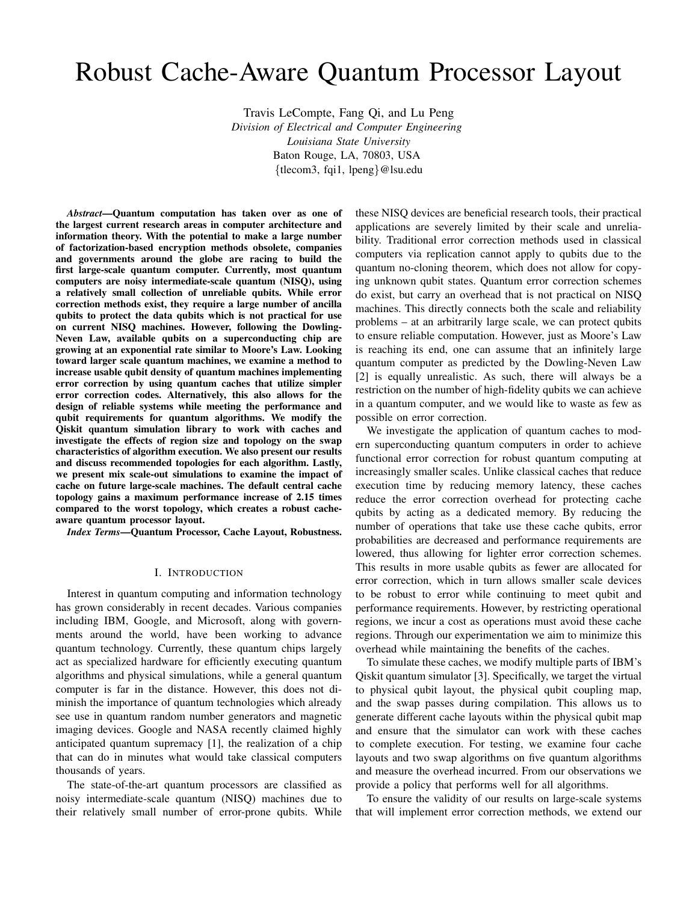# Robust Cache-Aware Quantum Processor Layout

Travis LeCompte, Fang Qi, and Lu Peng
*Division of Electrical and Computer Engineering*
*Louisiana State University*
Baton Rouge, LA, 70803, USA
{tlecom3, fqi1, lpeng}@lsu.edu

***Abstract*—Quantum computation has taken over as one of the largest current research areas in computer architecture and information theory. With the potential to make a large number of factorization-based encryption methods obsolete, companies and governments around the globe are racing to build the first large-scale quantum computer. Currently, most quantum computers are noisy intermediate-scale quantum (NISQ), using a relatively small collection of unreliable qubits. While error correction methods exist, they require a large number of ancilla qubits to protect the data qubits which is not practical for use on current NISQ machines. However, following the Dowling-Neven Law, available qubits on a superconducting chip are growing at an exponential rate similar to Moore's Law. Looking toward larger scale quantum machines, we examine a method to increase usable qubit density of quantum machines implementing error correction by using quantum caches that utilize simpler error correction codes. Alternatively, this also allows for the design of reliable systems while meeting the performance and qubit requirements for quantum algorithms. We modify the Qiskit quantum simulation library to work with caches and investigate the effects of region size and topology on the swap characteristics of algorithm execution. We also present our results and discuss recommended topologies for each algorithm. Lastly, we present mix scale-out simulations to examine the impact of cache on future large-scale machines. The default central cache topology gains a maximum performance increase of 2.15 times compared to the worst topology, which creates a robust cache-aware quantum processor layout.**

***Index Terms*—Quantum Processor, Cache Layout, Robustness.**

## I. Introduction

Interest in quantum computing and information technology has grown considerably in recent decades. Various companies including IBM, Google, and Microsoft, along with governments around the world, have been working to advance quantum technology. Currently, these quantum chips largely act as specialized hardware for efficiently executing quantum algorithms and physical simulations, while a general quantum computer is far in the distance. However, this does not diminish the importance of quantum technologies which already see use in quantum random number generators and magnetic imaging devices. Google and NASA recently claimed highly anticipated quantum supremacy [1], the realization of a chip that can do in minutes what would take classical computers thousands of years.

The state-of-the-art quantum processors are classified as noisy intermediate-scale quantum (NISQ) machines due to their relatively small number of error-prone qubits. While these NISQ devices are beneficial research tools, their practical applications are severely limited by their scale and unreliability. Traditional error correction methods used in classical computers via replication cannot apply to qubits due to the quantum no-cloning theorem, which does not allow for copying unknown qubit states. Quantum error correction schemes do exist, but carry an overhead that is not practical on NISQ machines. This directly connects both the scale and reliability problems – at an arbitrarily large scale, we can protect qubits to ensure reliable computation. However, just as Moore's Law is reaching its end, one can assume that an infinitely large quantum computer as predicted by the Dowling-Neven Law [2] is equally unrealistic. As such, there will always be a restriction on the number of high-fidelity qubits we can achieve in a quantum computer, and we would like to waste as few as possible on error correction.

We investigate the application of quantum caches to modern superconducting quantum computers in order to achieve functional error correction for robust quantum computing at increasingly smaller scales. Unlike classical caches that reduce execution time by reducing memory latency, these caches reduce the error correction overhead for protecting cache qubits by acting as a dedicated memory. By reducing the number of operations that take use these cache qubits, error probabilities are decreased and performance requirements are lowered, thus allowing for lighter error correction schemes. This results in more usable qubits as fewer are allocated for error correction, which in turn allows smaller scale devices to be robust to error while continuing to meet qubit and performance requirements. However, by restricting operational regions, we incur a cost as operations must avoid these cache regions. Through our experimentation we aim to minimize this overhead while maintaining the benefits of the caches.

To simulate these caches, we modify multiple parts of IBM's Qiskit quantum simulator [3]. Specifically, we target the virtual to physical qubit layout, the physical qubit coupling map, and the swap passes during compilation. This allows us to generate different cache layouts within the physical qubit map and ensure that the simulator can work with these caches to complete execution. For testing, we examine four cache layouts and two swap algorithms on five quantum algorithms and measure the overhead incurred. From our observations we provide a policy that performs well for all algorithms.

To ensure the validity of our results on large-scale systems that will implement error correction methods, we extend our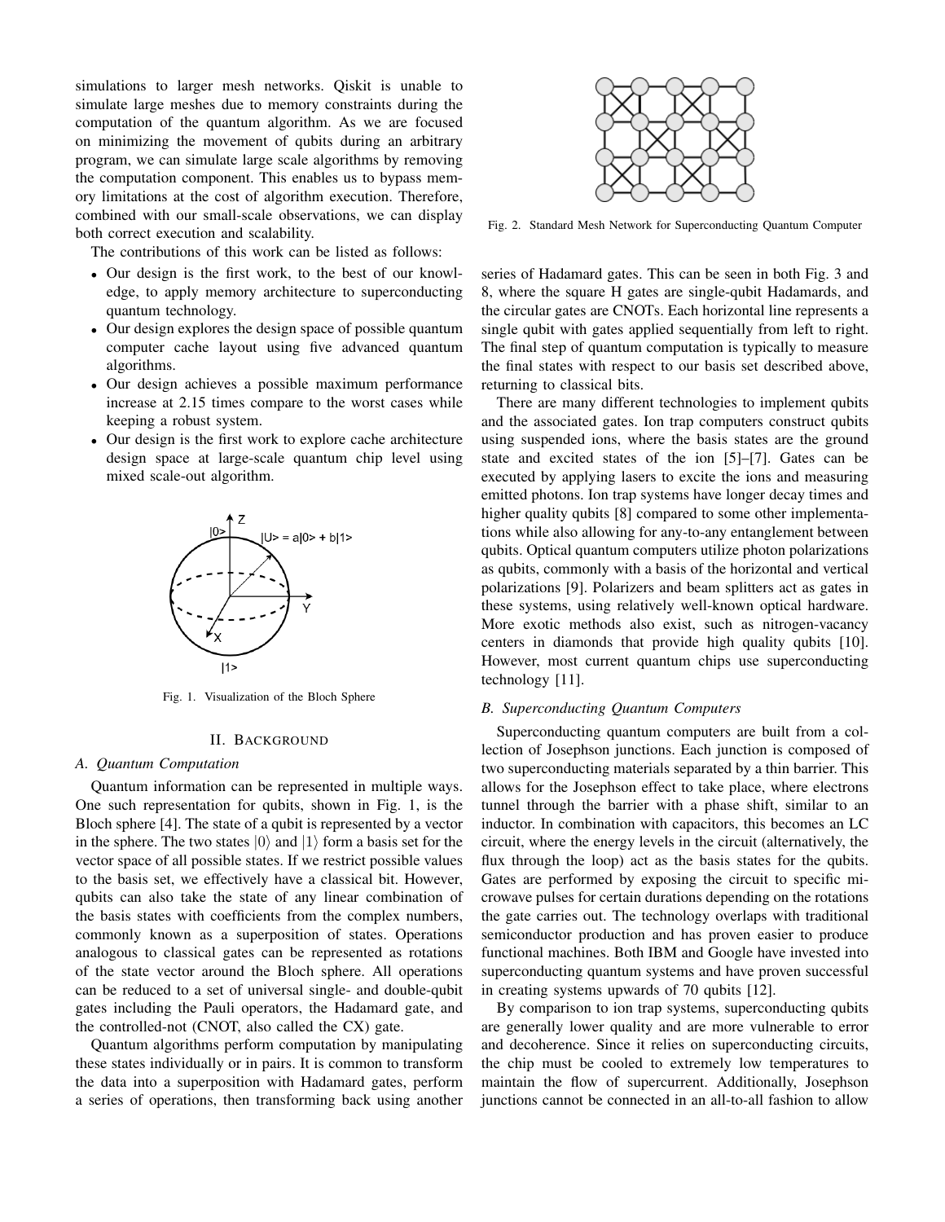simulations to larger mesh networks. Qiskit is unable to simulate large meshes due to memory constraints during the computation of the quantum algorithm. As we are focused on minimizing the movement of qubits during an arbitrary program, we can simulate large scale algorithms by removing the computation component. This enables us to bypass memory limitations at the cost of algorithm execution. Therefore, combined with our small-scale observations, we can display both correct execution and scalability.

The contributions of this work can be listed as follows:

- Our design is the first work, to the best of our knowledge, to apply memory architecture to superconducting quantum technology.
- Our design explores the design space of possible quantum computer cache layout using five advanced quantum algorithms.
- Our design achieves a possible maximum performance increase at 2.15 times compare to the worst cases while keeping a robust system.
- Our design is the first work to explore cache architecture design space at large-scale quantum chip level using mixed scale-out algorithm.

Fig. 1. Visualization of the Bloch Sphere

## II. Background

### A. Quantum Computation

Quantum information can be represented in multiple ways. One such representation for qubits, shown in Fig. 1, is the Bloch sphere [4]. The state of a qubit is represented by a vector in the sphere. The two states $|0\rangle$ and $|1\rangle$ form a basis set for the vector space of all possible states. If we restrict possible values to the basis set, we effectively have a classical bit. However, qubits can also take the state of any linear combination of the basis states with coefficients from the complex numbers, commonly known as a superposition of states. Operations analogous to classical gates can be represented as rotations of the state vector around the Bloch sphere. All operations can be reduced to a set of universal single- and double-qubit gates including the Pauli operators, the Hadamard gate, and the controlled-not (CNOT, also called the CX) gate.

Quantum algorithms perform computation by manipulating these states individually or in pairs. It is common to transform the data into a superposition with Hadamard gates, perform a series of operations, then transforming back using another series of Hadamard gates. This can be seen in both Fig. 3 and 8, where the square H gates are single-qubit Hadamards, and the circular gates are CNOTs. Each horizontal line represents a single qubit with gates applied sequentially from left to right. The final step of quantum computation is typically to measure the final states with respect to our basis set described above, returning to classical bits.

Fig. 2. Standard Mesh Network for Superconducting Quantum Computer

There are many different technologies to implement qubits and the associated gates. Ion trap computers construct qubits using suspended ions, where the basis states are the ground state and excited states of the ion [5]–[7]. Gates can be executed by applying lasers to excite the ions and measuring emitted photons. Ion trap systems have longer decay times and higher quality qubits [8] compared to some other implementations while also allowing for any-to-any entanglement between qubits. Optical quantum computers utilize photon polarizations as qubits, commonly with a basis of the horizontal and vertical polarizations [9]. Polarizers and beam splitters act as gates in these systems, using relatively well-known optical hardware. More exotic methods also exist, such as nitrogen-vacancy centers in diamonds that provide high quality qubits [10]. However, most current quantum chips use superconducting technology [11].

### B. Superconducting Quantum Computers

Superconducting quantum computers are built from a collection of Josephson junctions. Each junction is composed of two superconducting materials separated by a thin barrier. This allows for the Josephson effect to take place, where electrons tunnel through the barrier with a phase shift, similar to an inductor. In combination with capacitors, this becomes an LC circuit, where the energy levels in the circuit (alternatively, the flux through the loop) act as the basis states for the qubits. Gates are performed by exposing the circuit to specific microwave pulses for certain durations depending on the rotations the gate carries out. The technology overlaps with traditional semiconductor production and has proven easier to produce functional machines. Both IBM and Google have invested into superconducting quantum systems and have proven successful in creating systems upwards of 70 qubits [12].

By comparison to ion trap systems, superconducting qubits are generally lower quality and are more vulnerable to error and decoherence. Since it relies on superconducting circuits, the chip must be cooled to extremely low temperatures to maintain the flow of supercurrent. Additionally, Josephson junctions cannot be connected in an all-to-all fashion to allow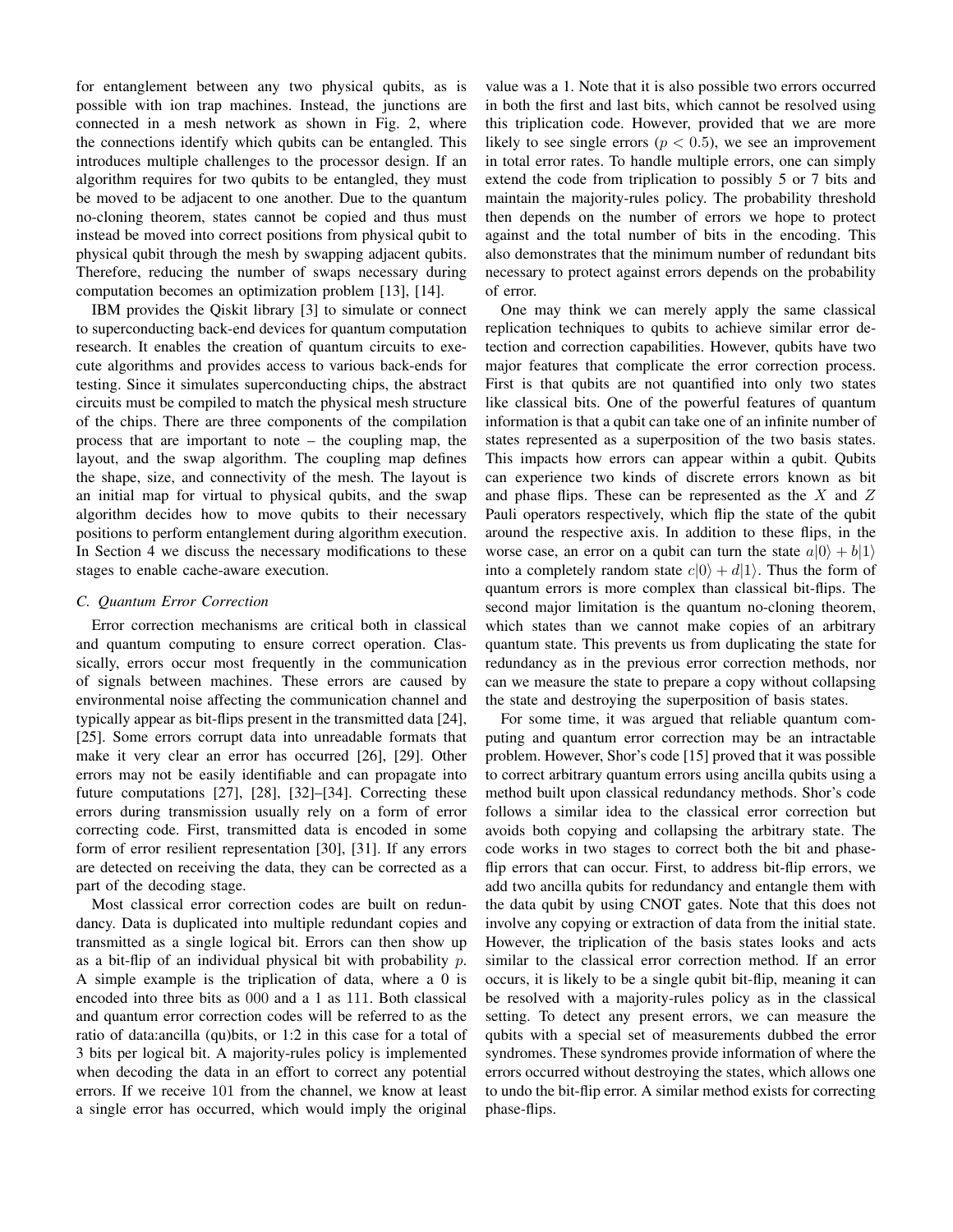for entanglement between any two physical qubits, as is possible with ion trap machines. Instead, the junctions are connected in a mesh network as shown in Fig. 2, where the connections identify which qubits can be entangled. This introduces multiple challenges to the processor design. If an algorithm requires for two qubits to be entangled, they must be moved to be adjacent to one another. Due to the quantum no-cloning theorem, states cannot be copied and thus must instead be moved into correct positions from physical qubit to physical qubit through the mesh by swapping adjacent qubits. Therefore, reducing the number of swaps necessary during computation becomes an optimization problem [13], [14].

IBM provides the Qiskit library [3] to simulate or connect to superconducting back-end devices for quantum computation research. It enables the creation of quantum circuits to execute algorithms and provides access to various back-ends for testing. Since it simulates superconducting chips, the abstract circuits must be compiled to match the physical mesh structure of the chips. There are three components of the compilation process that are important to note – the coupling map, the layout, and the swap algorithm. The coupling map defines the shape, size, and connectivity of the mesh. The layout is an initial map for virtual to physical qubits, and the swap algorithm decides how to move qubits to their necessary positions to perform entanglement during algorithm execution. In Section 4 we discuss the necessary modifications to these stages to enable cache-aware execution.

### C. Quantum Error Correction

Error correction mechanisms are critical both in classical and quantum computing to ensure correct operation. Classically, errors occur most frequently in the communication of signals between machines. These errors are caused by environmental noise affecting the communication channel and typically appear as bit-flips present in the transmitted data [24], [25]. Some errors corrupt data into unreadable formats that make it very clear an error has occurred [26], [29]. Other errors may not be easily identifiable and can propagate into future computations [27], [28], [32]–[34]. Correcting these errors during transmission usually rely on a form of error correcting code. First, transmitted data is encoded in some form of error resilient representation [30], [31]. If any errors are detected on receiving the data, they can be corrected as a part of the decoding stage.

Most classical error correction codes are built on redundancy. Data is duplicated into multiple redundant copies and transmitted as a single logical bit. Errors can then show up as a bit-flip of an individual physical bit with probability $p$. A simple example is the triplication of data, where a 0 is encoded into three bits as 000 and a 1 as 111. Both classical and quantum error correction codes will be referred to as the ratio of data:ancilla (qu)bits, or 1:2 in this case for a total of 3 bits per logical bit. A majority-rules policy is implemented when decoding the data in an effort to correct any potential errors. If we receive 101 from the channel, we know at least a single error has occurred, which would imply the original value was a 1. Note that it is also possible two errors occurred in both the first and last bits, which cannot be resolved using this triplication code. However, provided that we are more likely to see single errors ($p < 0.5$), we see an improvement in total error rates. To handle multiple errors, one can simply extend the code from triplication to possibly 5 or 7 bits and maintain the majority-rules policy. The probability threshold then depends on the number of errors we hope to protect against and the total number of bits in the encoding. This also demonstrates that the minimum number of redundant bits necessary to protect against errors depends on the probability of error.

One may think we can merely apply the same classical replication techniques to qubits to achieve similar error detection and correction capabilities. However, qubits have two major features that complicate the error correction process. First is that qubits are not quantified into only two states like classical bits. One of the powerful features of quantum information is that a qubit can take one of an infinite number of states represented as a superposition of the two basis states. This impacts how errors can appear within a qubit. Qubits can experience two kinds of discrete errors known as bit and phase flips. These can be represented as the $X$ and $Z$ Pauli operators respectively, which flip the state of the qubit around the respective axis. In addition to these flips, in the worse case, an error on a qubit can turn the state $a|0\rangle + b|1\rangle$ into a completely random state $c|0\rangle + d|1\rangle$. Thus the form of quantum errors is more complex than classical bit-flips. The second major limitation is the quantum no-cloning theorem, which states than we cannot make copies of an arbitrary quantum state. This prevents us from duplicating the state for redundancy as in the previous error correction methods, nor can we measure the state to prepare a copy without collapsing the state and destroying the superposition of basis states.

For some time, it was argued that reliable quantum computing and quantum error correction may be an intractable problem. However, Shor's code [15] proved that it was possible to correct arbitrary quantum errors using ancilla qubits using a method built upon classical redundancy methods. Shor's code follows a similar idea to the classical error correction but avoids both copying and collapsing the arbitrary state. The code works in two stages to correct both the bit and phase-flip errors that can occur. First, to address bit-flip errors, we add two ancilla qubits for redundancy and entangle them with the data qubit by using CNOT gates. Note that this does not involve any copying or extraction of data from the initial state. However, the triplication of the basis states looks and acts similar to the classical error correction method. If an error occurs, it is likely to be a single qubit bit-flip, meaning it can be resolved with a majority-rules policy as in the classical setting. To detect any present errors, we can measure the qubits with a special set of measurements dubbed the error syndromes. These syndromes provide information of where the errors occurred without destroying the states, which allows one to undo the bit-flip error. A similar method exists for correcting phase-flips.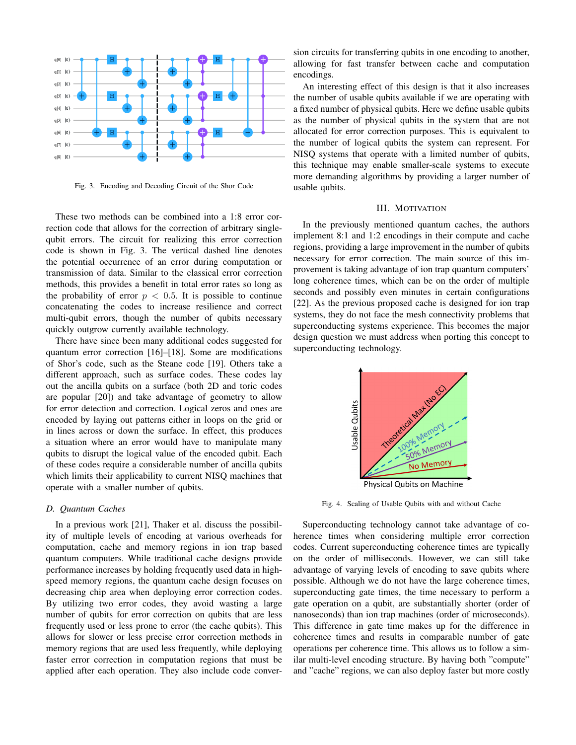Fig. 3. Encoding and Decoding Circuit of the Shor Code

These two methods can be combined into a 1:8 error correction code that allows for the correction of arbitrary single-qubit errors. The circuit for realizing this error correction code is shown in Fig. 3. The vertical dashed line denotes the potential occurrence of an error during computation or transmission of data. Similar to the classical error correction methods, this provides a benefit in total error rates so long as the probability of error $p < 0.5$. It is possible to continue concatenating the codes to increase resilience and correct multi-qubit errors, though the number of qubits necessary quickly outgrow currently available technology.

There have since been many additional codes suggested for quantum error correction [16]–[18]. Some are modifications of Shor's code, such as the Steane code [19]. Others take a different approach, such as surface codes. These codes lay out the ancilla qubits on a surface (both 2D and toric codes are popular [20]) and take advantage of geometry to allow for error detection and correction. Logical zeros and ones are encoded by laying out patterns either in loops on the grid or in lines across or down the surface. In effect, this produces a situation where an error would have to manipulate many qubits to disrupt the logical value of the encoded qubit. Each of these codes require a considerable number of ancilla qubits which limits their applicability to current NISQ machines that operate with a smaller number of qubits.

### D. Quantum Caches

In a previous work [21], Thaker et al. discuss the possibility of multiple levels of encoding at various overheads for computation, cache and memory regions in ion trap based quantum computers. While traditional cache designs provide performance increases by holding frequently used data in high-speed memory regions, the quantum cache design focuses on decreasing chip area when deploying error correction codes. By utilizing two error codes, they avoid wasting a large number of qubits for error correction on qubits that are less frequently used or less prone to error (the cache qubits). This allows for slower or less precise error correction methods in memory regions that are used less frequently, while deploying faster error correction in computation regions that must be applied after each operation. They also include code conversion circuits for transferring qubits in one encoding to another, allowing for fast transfer between cache and computation encodings.

An interesting effect of this design is that it also increases the number of usable qubits available if we are operating with a fixed number of physical qubits. Here we define usable qubits as the number of physical qubits in the system that are not allocated for error correction purposes. This is equivalent to the number of logical qubits the system can represent. For NISQ systems that operate with a limited number of qubits, this technique may enable smaller-scale systems to execute more demanding algorithms by providing a larger number of usable qubits.

## III. Motivation

In the previously mentioned quantum caches, the authors implement 8:1 and 1:2 encodings in their compute and cache regions, providing a large improvement in the number of qubits necessary for error correction. The main source of this improvement is taking advantage of ion trap quantum computers' long coherence times, which can be on the order of multiple seconds and possibly even minutes in certain configurations [22]. As the previous proposed cache is designed for ion trap systems, they do not face the mesh connectivity problems that superconducting systems experience. This becomes the major design question we must address when porting this concept to superconducting technology.

Fig. 4. Scaling of Usable Qubits with and without Cache

Superconducting technology cannot take advantage of coherence times when considering multiple error correction codes. Current superconducting coherence times are typically on the order of milliseconds. However, we can still take advantage of varying levels of encoding to save qubits where possible. Although we do not have the large coherence times, superconducting gate times, the time necessary to perform a gate operation on a qubit, are substantially shorter (order of nanoseconds) than ion trap machines (order of microseconds). This difference in gate time makes up for the difference in coherence times and results in comparable number of gate operations per coherence time. This allows us to follow a similar multi-level encoding structure. By having both "compute" and "cache" regions, we can also deploy faster but more costly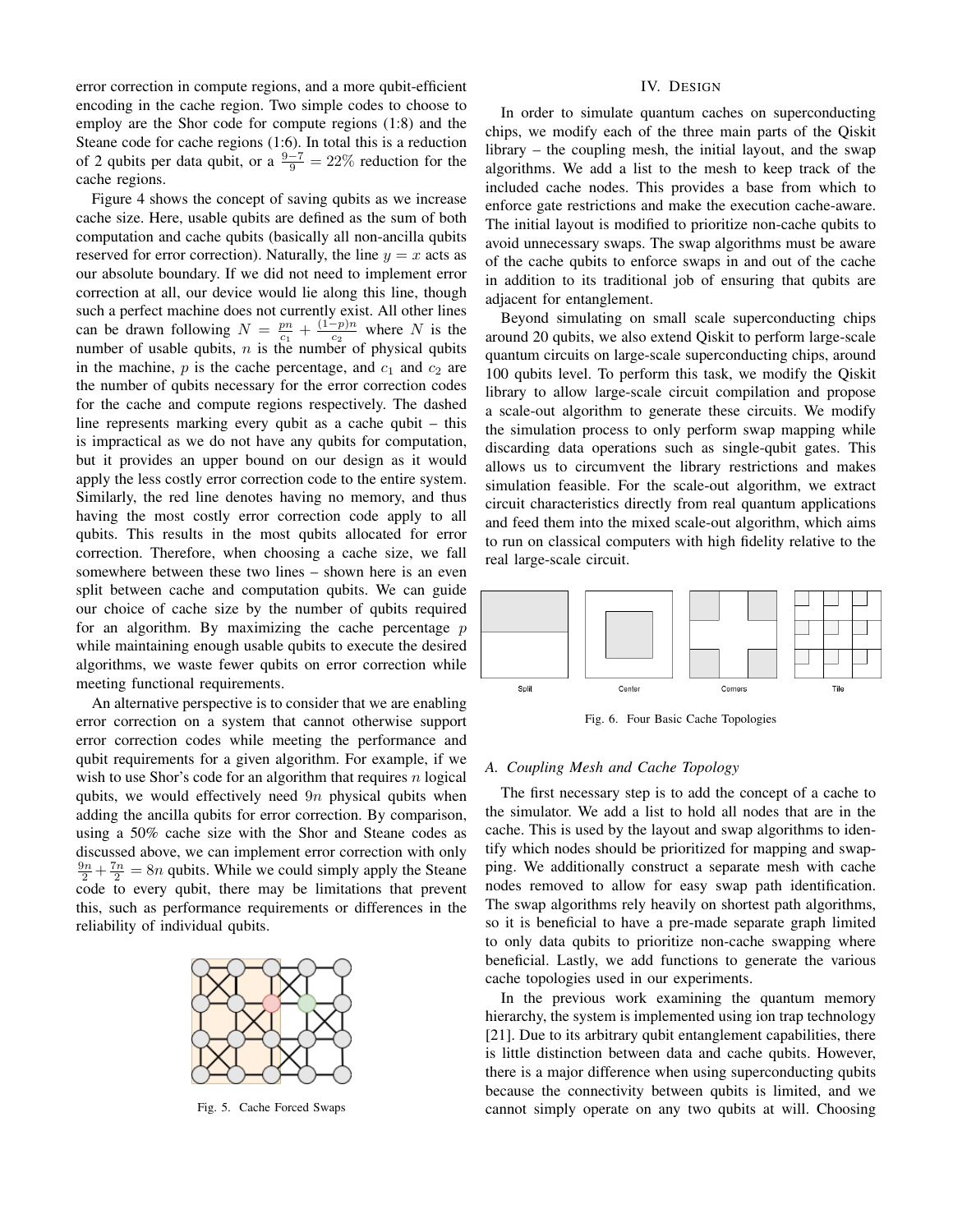error correction in compute regions, and a more qubit-efficient encoding in the cache region. Two simple codes to choose to employ are the Shor code for compute regions (1:8) and the Steane code for cache regions (1:6). In total this is a reduction of 2 qubits per data qubit, or a $\frac{9-7}{9} = 22\%$ reduction for the cache regions.

Figure 4 shows the concept of saving qubits as we increase cache size. Here, usable qubits are defined as the sum of both computation and cache qubits (basically all non-ancilla qubits reserved for error correction). Naturally, the line $y = x$ acts as our absolute boundary. If we did not need to implement error correction at all, our device would lie along this line, though such a perfect machine does not currently exist. All other lines can be drawn following $N = \frac{pn}{c_1} + \frac{(1-p)n}{c_2}$ where $N$ is the number of usable qubits, $n$ is the number of physical qubits in the machine, $p$ is the cache percentage, and $c_1$ and $c_2$ are the number of qubits necessary for the error correction codes for the cache and compute regions respectively. The dashed line represents marking every qubit as a cache qubit – this is impractical as we do not have any qubits for computation, but it provides an upper bound on our design as it would apply the less costly error correction code to the entire system. Similarly, the red line denotes having no memory, and thus having the most costly error correction code apply to all qubits. This results in the most qubits allocated for error correction. Therefore, when choosing a cache size, we fall somewhere between these two lines – shown here is an even split between cache and computation qubits. We can guide our choice of cache size by the number of qubits required for an algorithm. By maximizing the cache percentage $p$ while maintaining enough usable qubits to execute the desired algorithms, we waste fewer qubits on error correction while meeting functional requirements.

An alternative perspective is to consider that we are enabling error correction on a system that cannot otherwise support error correction codes while meeting the performance and qubit requirements for a given algorithm. For example, if we wish to use Shor's code for an algorithm that requires $n$ logical qubits, we would effectively need $9n$ physical qubits when adding the ancilla qubits for error correction. By comparison, using a 50% cache size with the Shor and Steane codes as discussed above, we can implement error correction with only $\frac{9n}{2} + \frac{7n}{2} = 8n$ qubits. While we could simply apply the Steane code to every qubit, there may be limitations that prevent this, such as performance requirements or differences in the reliability of individual qubits.

Fig. 5. Cache Forced Swaps

## IV. Design

In order to simulate quantum caches on superconducting chips, we modify each of the three main parts of the Qiskit library – the coupling mesh, the initial layout, and the swap algorithms. We add a list to the mesh to keep track of the included cache nodes. This provides a base from which to enforce gate restrictions and make the execution cache-aware. The initial layout is modified to prioritize non-cache qubits to avoid unnecessary swaps. The swap algorithms must be aware of the cache qubits to enforce swaps in and out of the cache in addition to its traditional job of ensuring that qubits are adjacent for entanglement.

Beyond simulating on small scale superconducting chips around 20 qubits, we also extend Qiskit to perform large-scale quantum circuits on large-scale superconducting chips, around 100 qubits level. To perform this task, we modify the Qiskit library to allow large-scale circuit compilation and propose a scale-out algorithm to generate these circuits. We modify the simulation process to only perform swap mapping while discarding data operations such as single-qubit gates. This allows us to circumvent the library restrictions and makes simulation feasible. For the scale-out algorithm, we extract circuit characteristics directly from real quantum applications and feed them into the mixed scale-out algorithm, which aims to run on classical computers with high fidelity relative to the real large-scale circuit.

Fig. 6. Four Basic Cache Topologies

### A. Coupling Mesh and Cache Topology

The first necessary step is to add the concept of a cache to the simulator. We add a list to hold all nodes that are in the cache. This is used by the layout and swap algorithms to identify which nodes should be prioritized for mapping and swapping. We additionally construct a separate mesh with cache nodes removed to allow for easy swap path identification. The swap algorithms rely heavily on shortest path algorithms, so it is beneficial to have a pre-made separate graph limited to only data qubits to prioritize non-cache swapping where beneficial. Lastly, we add functions to generate the various cache topologies used in our experiments.

In the previous work examining the quantum memory hierarchy, the system is implemented using ion trap technology [21]. Due to its arbitrary qubit entanglement capabilities, there is little distinction between data and cache qubits. However, there is a major difference when using superconducting qubits because the connectivity between qubits is limited, and we cannot simply operate on any two qubits at will. Choosing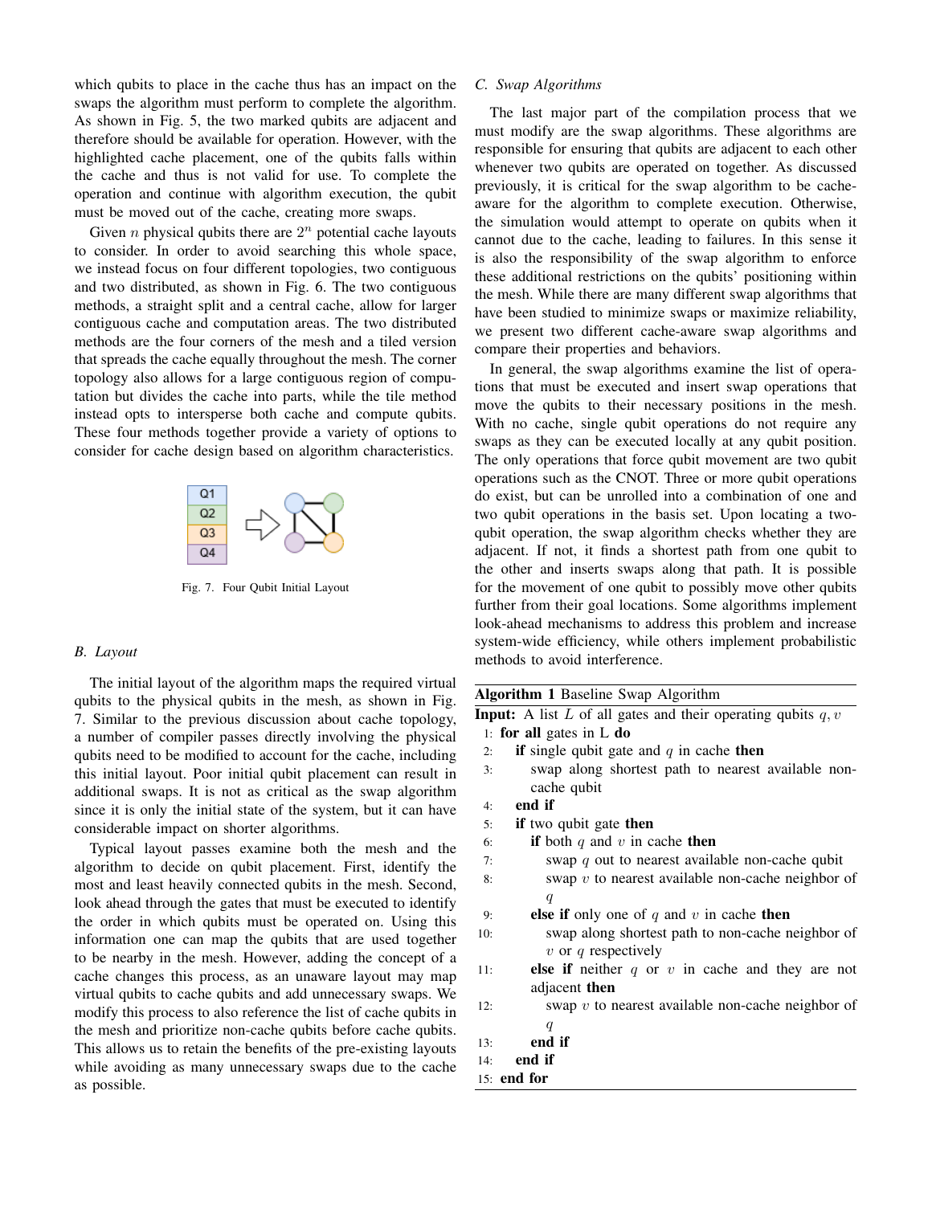which qubits to place in the cache thus has an impact on the swaps the algorithm must perform to complete the algorithm. As shown in Fig. 5, the two marked qubits are adjacent and therefore should be available for operation. However, with the highlighted cache placement, one of the qubits falls within the cache and thus is not valid for use. To complete the operation and continue with algorithm execution, the qubit must be moved out of the cache, creating more swaps.

Given $n$ physical qubits there are $2^n$ potential cache layouts to consider. In order to avoid searching this whole space, we instead focus on four different topologies, two contiguous and two distributed, as shown in Fig. 6. The two contiguous methods, a straight split and a central cache, allow for larger contiguous cache and computation areas. The two distributed methods are the four corners of the mesh and a tiled version that spreads the cache equally throughout the mesh. The corner topology also allows for a large contiguous region of computation but divides the cache into parts, while the tile method instead opts to intersperse both cache and compute qubits. These four methods together provide a variety of options to consider for cache design based on algorithm characteristics.

Fig. 7. Four Qubit Initial Layout

### B. Layout

The initial layout of the algorithm maps the required virtual qubits to the physical qubits in the mesh, as shown in Fig. 7. Similar to the previous discussion about cache topology, a number of compiler passes directly involving the physical qubits need to be modified to account for the cache, including this initial layout. Poor initial qubit placement can result in additional swaps. It is not as critical as the swap algorithm since it is only the initial state of the system, but it can have considerable impact on shorter algorithms.

Typical layout passes examine both the mesh and the algorithm to decide on qubit placement. First, identify the most and least heavily connected qubits in the mesh. Second, look ahead through the gates that must be executed to identify the order in which qubits must be operated on. Using this information one can map the qubits that are used together to be nearby in the mesh. However, adding the concept of a cache changes this process, as an unaware layout may map virtual qubits to cache qubits and add unnecessary swaps. We modify this process to also reference the list of cache qubits in the mesh and prioritize non-cache qubits before cache qubits. This allows us to retain the benefits of the pre-existing layouts while avoiding as many unnecessary swaps due to the cache as possible.

### C. Swap Algorithms

The last major part of the compilation process that we must modify are the swap algorithms. These algorithms are responsible for ensuring that qubits are adjacent to each other whenever two qubits are operated on together. As discussed previously, it is critical for the swap algorithm to be cache-aware for the algorithm to complete execution. Otherwise, the simulation would attempt to operate on qubits when it cannot due to the cache, leading to failures. In this sense it is also the responsibility of the swap algorithm to enforce these additional restrictions on the qubits' positioning within the mesh. While there are many different swap algorithms that have been studied to minimize swaps or maximize reliability, we present two different cache-aware swap algorithms and compare their properties and behaviors.

In general, the swap algorithms examine the list of operations that must be executed and insert swap operations that move the qubits to their necessary positions in the mesh. With no cache, single qubit operations do not require any swaps as they can be executed locally at any qubit position. The only operations that force qubit movement are two qubit operations such as the CNOT. Three or more qubit operations do exist, but can be unrolled into a combination of one and two qubit operations in the basis set. Upon locating a two-qubit operation, the swap algorithm checks whether they are adjacent. If not, it finds a shortest path from one qubit to the other and inserts swaps along that path. It is possible for the movement of one qubit to possibly move other qubits further from their goal locations. Some algorithms implement look-ahead mechanisms to address this problem and increase system-wide efficiency, while others implement probabilistic methods to avoid interference.

**Algorithm 1** Baseline Swap Algorithm

**Input:** A list $L$ of all gates and their operating qubits $q, v$

```
1:  for all gates in L do
2:      if single qubit gate and q in cache then
3:          swap along shortest path to nearest available non-cache qubit
4:      end if
5:      if two qubit gate then
6:          if both q and v in cache then
7:              swap q out to nearest available non-cache qubit
8:              swap v to nearest available non-cache neighbor of q
9:          else if only one of q and v in cache then
10:             swap along shortest path to non-cache neighbor of v or q respectively
11:         else if neither q or v in cache and they are not adjacent then
12:             swap v to nearest available non-cache neighbor of q
13:         end if
14:     end if
15: end for
```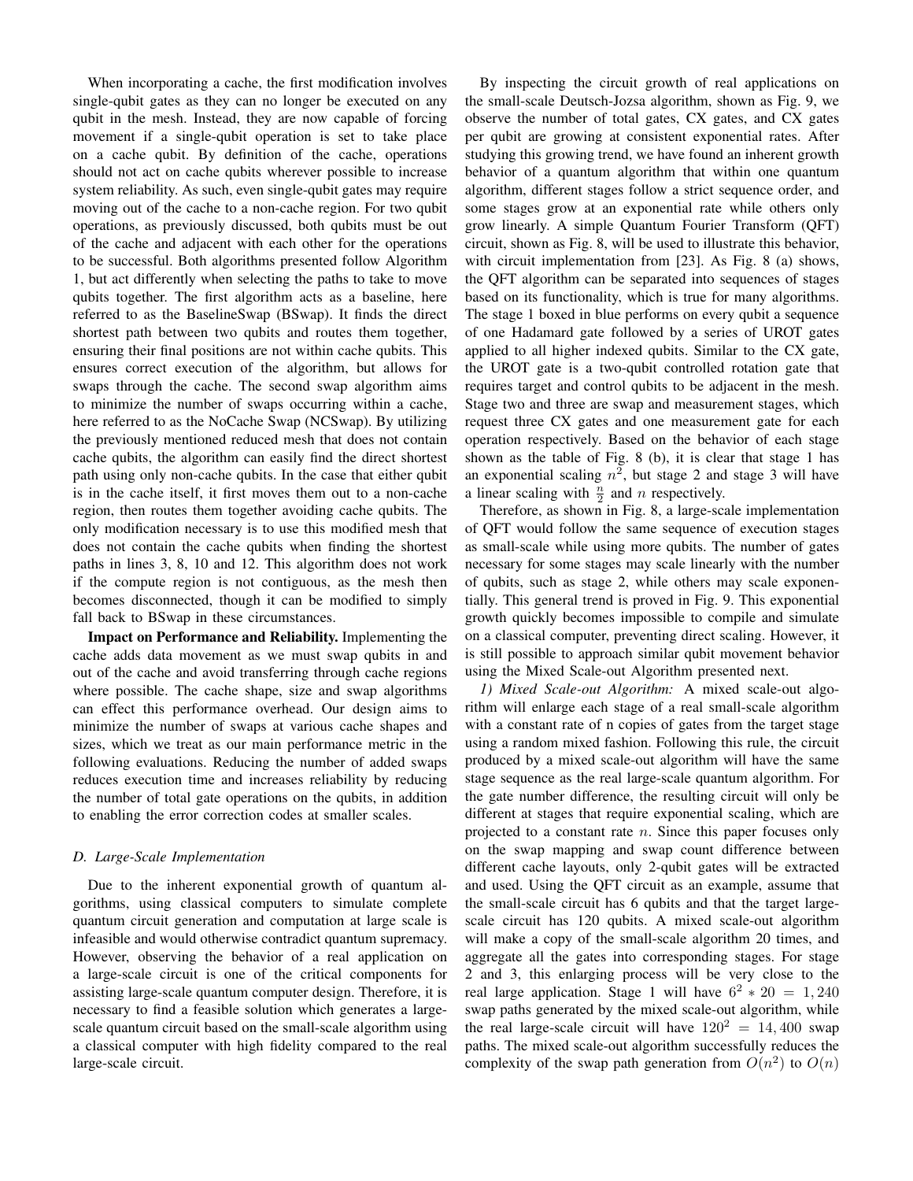When incorporating a cache, the first modification involves single-qubit gates as they can no longer be executed on any qubit in the mesh. Instead, they are now capable of forcing movement if a single-qubit operation is set to take place on a cache qubit. By definition of the cache, operations should not act on cache qubits wherever possible to increase system reliability. As such, even single-qubit gates may require moving out of the cache to a non-cache region. For two qubit operations, as previously discussed, both qubits must be out of the cache and adjacent with each other for the operations to be successful. Both algorithms presented follow Algorithm 1, but act differently when selecting the paths to take to move qubits together. The first algorithm acts as a baseline, here referred to as the BaselineSwap (BSwap). It finds the direct shortest path between two qubits and routes them together, ensuring their final positions are not within cache qubits. This ensures correct execution of the algorithm, but allows for swaps through the cache. The second swap algorithm aims to minimize the number of swaps occurring within a cache, here referred to as the NoCache Swap (NCSwap). By utilizing the previously mentioned reduced mesh that does not contain cache qubits, the algorithm can easily find the direct shortest path using only non-cache qubits. In the case that either qubit is in the cache itself, it first moves them out to a non-cache region, then routes them together avoiding cache qubits. The only modification necessary is to use this modified mesh that does not contain the cache qubits when finding the shortest paths in lines 3, 8, 10 and 12. This algorithm does not work if the compute region is not contiguous, as the mesh then becomes disconnected, though it can be modified to simply fall back to BSwap in these circumstances.

**Impact on Performance and Reliability.** Implementing the cache adds data movement as we must swap qubits in and out of the cache and avoid transferring through cache regions where possible. The cache shape, size and swap algorithms can effect this performance overhead. Our design aims to minimize the number of swaps at various cache shapes and sizes, which we treat as our main performance metric in the following evaluations. Reducing the number of added swaps reduces execution time and increases reliability by reducing the number of total gate operations on the qubits, in addition to enabling the error correction codes at smaller scales.

### D. Large-Scale Implementation

Due to the inherent exponential growth of quantum algorithms, using classical computers to simulate complete quantum circuit generation and computation at large scale is infeasible and would otherwise contradict quantum supremacy. However, observing the behavior of a real application on a large-scale circuit is one of the critical components for assisting large-scale quantum computer design. Therefore, it is necessary to find a feasible solution which generates a large-scale quantum circuit based on the small-scale algorithm using a classical computer with high fidelity compared to the real large-scale circuit.

By inspecting the circuit growth of real applications on the small-scale Deutsch-Jozsa algorithm, shown as Fig. 9, we observe the number of total gates, CX gates, and CX gates per qubit are growing at consistent exponential rates. After studying this growing trend, we have found an inherent growth behavior of a quantum algorithm that within one quantum algorithm, different stages follow a strict sequence order, and some stages grow at an exponential rate while others only grow linearly. A simple Quantum Fourier Transform (QFT) circuit, shown as Fig. 8, will be used to illustrate this behavior, with circuit implementation from [23]. As Fig. 8 (a) shows, the QFT algorithm can be separated into sequences of stages based on its functionality, which is true for many algorithms. The stage 1 boxed in blue performs on every qubit a sequence of one Hadamard gate followed by a series of UROT gates applied to all higher indexed qubits. Similar to the CX gate, the UROT gate is a two-qubit controlled rotation gate that requires target and control qubits to be adjacent in the mesh. Stage two and three are swap and measurement stages, which request three CX gates and one measurement gate for each operation respectively. Based on the behavior of each stage shown as the table of Fig. 8 (b), it is clear that stage 1 has an exponential scaling $n^2$, but stage 2 and stage 3 will have a linear scaling with $\frac{n}{2}$ and $n$ respectively.

Therefore, as shown in Fig. 8, a large-scale implementation of QFT would follow the same sequence of execution stages as small-scale while using more qubits. The number of gates necessary for some stages may scale linearly with the number of qubits, such as stage 2, while others may scale exponentially. This general trend is proved in Fig. 9. This exponential growth quickly becomes impossible to compile and simulate on a classical computer, preventing direct scaling. However, it is still possible to approach similar qubit movement behavior using the Mixed Scale-out Algorithm presented next.

*1) Mixed Scale-out Algorithm:* A mixed scale-out algorithm will enlarge each stage of a real small-scale algorithm with a constant rate of n copies of gates from the target stage using a random mixed fashion. Following this rule, the circuit produced by a mixed scale-out algorithm will have the same stage sequence as the real large-scale quantum algorithm. For the gate number difference, the resulting circuit will only be different at stages that require exponential scaling, which are projected to a constant rate $n$. Since this paper focuses only on the swap mapping and swap count difference between different cache layouts, only 2-qubit gates will be extracted and used. Using the QFT circuit as an example, assume that the small-scale circuit has 6 qubits and that the target large-scale circuit has 120 qubits. A mixed scale-out algorithm will make a copy of the small-scale algorithm 20 times, and aggregate all the gates into corresponding stages. For stage 2 and 3, this enlarging process will be very close to the real large application. Stage 1 will have $6^2 * 20 = 1,240$ swap paths generated by the mixed scale-out algorithm, while the real large-scale circuit will have $120^2 = 14,400$ swap paths. The mixed scale-out algorithm successfully reduces the complexity of the swap path generation from $O(n^2)$ to $O(n)$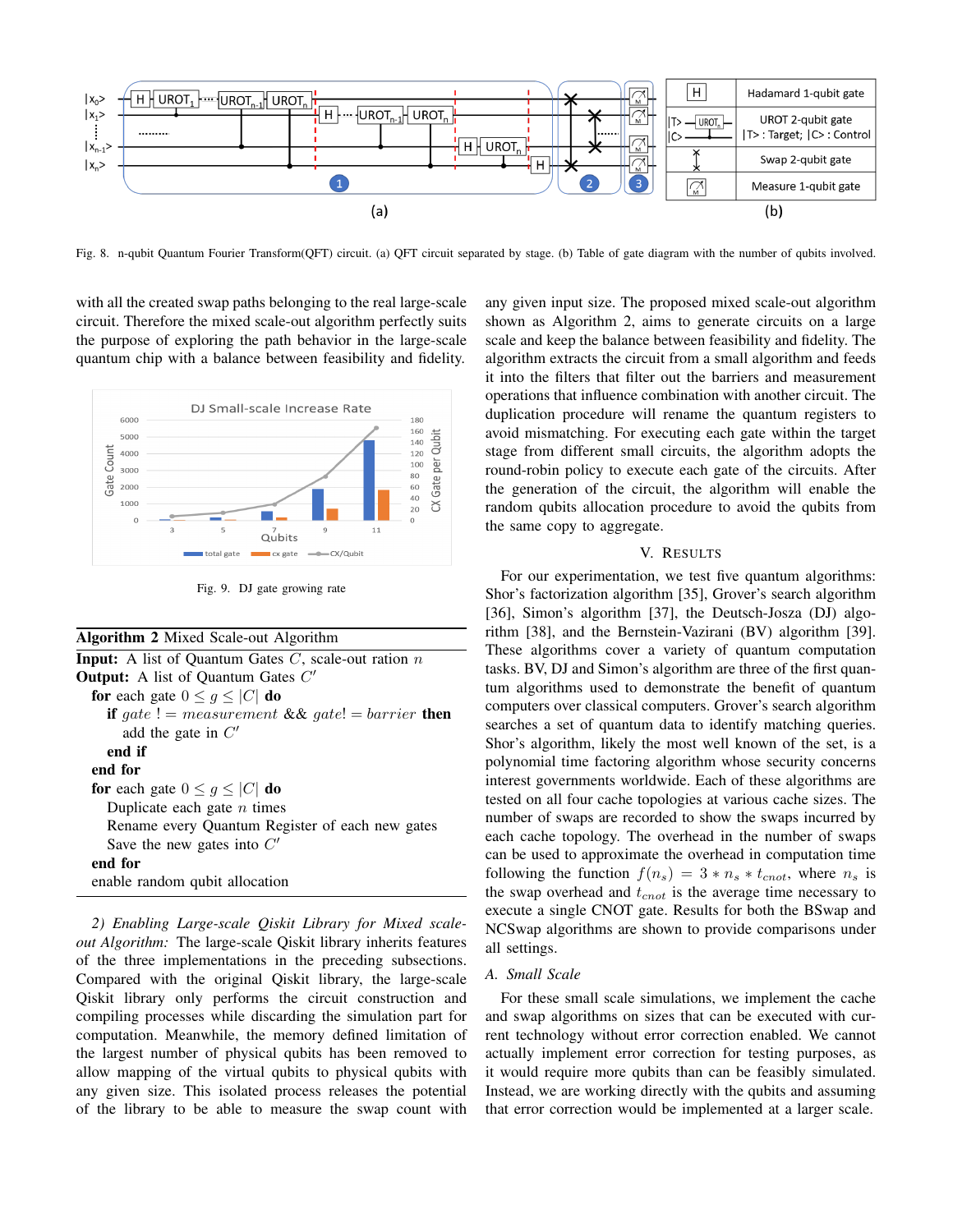Fig. 8. n-qubit Quantum Fourier Transform(QFT) circuit. (a) QFT circuit separated by stage. (b) Table of gate diagram with the number of qubits involved.

with all the created swap paths belonging to the real large-scale circuit. Therefore the mixed scale-out algorithm perfectly suits the purpose of exploring the path behavior in the large-scale quantum chip with a balance between feasibility and fidelity.

Fig. 9. DJ gate growing rate

**Algorithm 2** Mixed Scale-out Algorithm

**Input:** A list of Quantum Gates $C$, scale-out ration $n$
**Output:** A list of Quantum Gates $C'$

- **for** each gate $0 \leq g \leq |C|$ **do**
  - **if** $gate\ != measurement$ && $gate! = barrier$ **then**
    - add the gate in $C'$
  - **end if**
- **end for**
- **for** each gate $0 \leq g \leq |C|$ **do**
  - Duplicate each gate $n$ times
  - Rename every Quantum Register of each new gates
  - Save the new gates into $C'$
- **end for**
- enable random qubit allocation

*2) Enabling Large-scale Qiskit Library for Mixed scale-out Algorithm:* The large-scale Qiskit library inherits features of the three implementations in the preceding subsections. Compared with the original Qiskit library, the large-scale Qiskit library only performs the circuit construction and compiling processes while discarding the simulation part for computation. Meanwhile, the memory defined limitation of the largest number of physical qubits has been removed to allow mapping of the virtual qubits to physical qubits with any given size. This isolated process releases the potential of the library to be able to measure the swap count with any given input size. The proposed mixed scale-out algorithm shown as Algorithm 2, aims to generate circuits on a large scale and keep the balance between feasibility and fidelity. The algorithm extracts the circuit from a small algorithm and feeds it into the filters that filter out the barriers and measurement operations that influence combination with another circuit. The duplication procedure will rename the quantum registers to avoid mismatching. For executing each gate within the target stage from different small circuits, the algorithm adopts the round-robin policy to execute each gate of the circuits. After the generation of the circuit, the algorithm will enable the random qubits allocation procedure to avoid the qubits from the same copy to aggregate.

## V. Results

For our experimentation, we test five quantum algorithms: Shor's factorization algorithm [35], Grover's search algorithm [36], Simon's algorithm [37], the Deutsch-Josza (DJ) algorithm [38], and the Bernstein-Vazirani (BV) algorithm [39]. These algorithms cover a variety of quantum computation tasks. BV, DJ and Simon's algorithm are three of the first quantum algorithms used to demonstrate the benefit of quantum computers over classical computers. Grover's search algorithm searches a set of quantum data to identify matching queries. Shor's algorithm, likely the most well known of the set, is a polynomial time factoring algorithm whose security concerns interest governments worldwide. Each of these algorithms are tested on all four cache topologies at various cache sizes. The number of swaps are recorded to show the swaps incurred by each cache topology. The overhead in the number of swaps can be used to approximate the overhead in computation time following the function $f(n_s) = 3 * n_s * t_{cnot}$, where $n_s$ is the swap overhead and $t_{cnot}$ is the average time necessary to execute a single CNOT gate. Results for both the BSwap and NCSwap algorithms are shown to provide comparisons under all settings.

### A. Small Scale

For these small scale simulations, we implement the cache and swap algorithms on sizes that can be executed with current technology without error correction enabled. We cannot actually implement error correction for testing purposes, as it would require more qubits than can be feasibly simulated. Instead, we are working directly with the qubits and assuming that error correction would be implemented at a larger scale.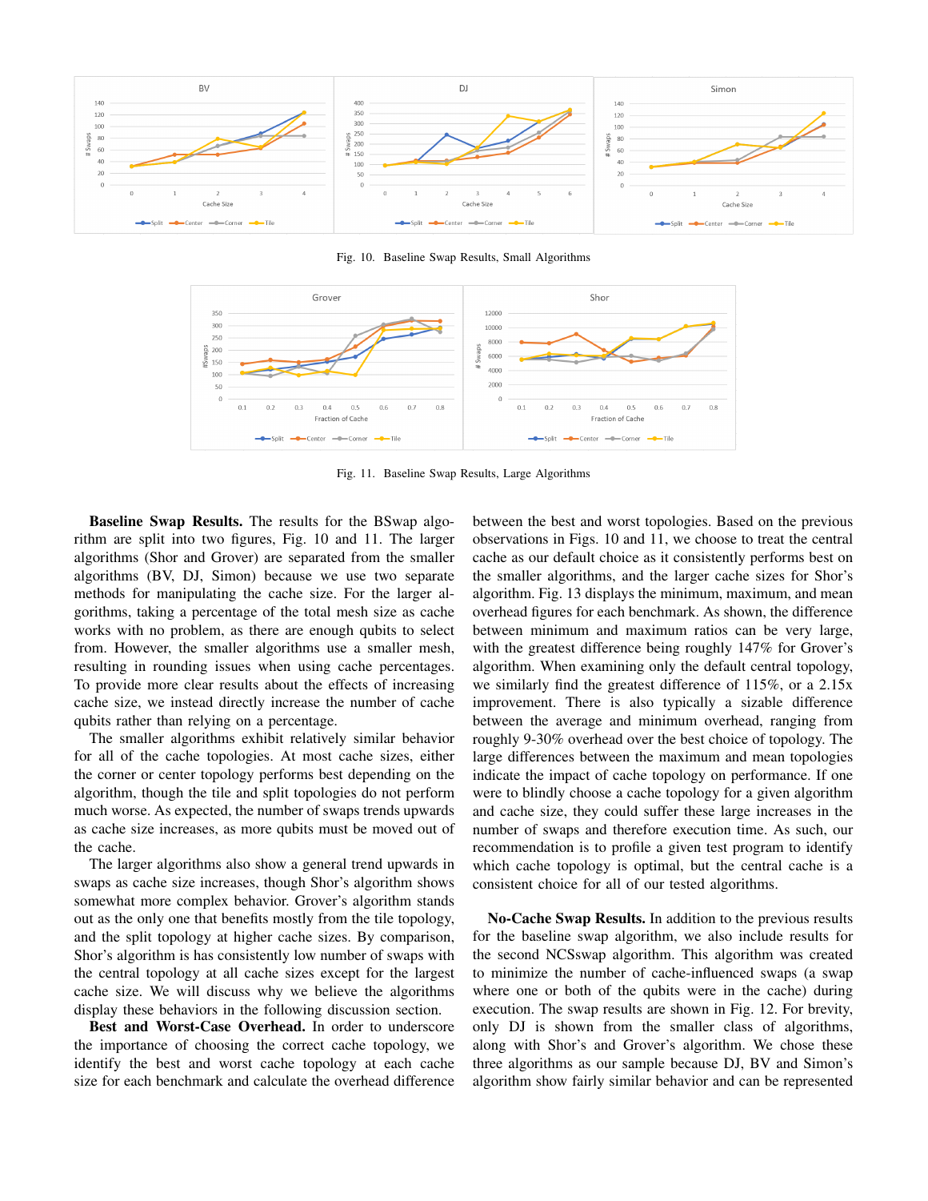Fig. 10. Baseline Swap Results, Small Algorithms

Fig. 11. Baseline Swap Results, Large Algorithms

**Baseline Swap Results.** The results for the BSwap algorithm are split into two figures, Fig. 10 and 11. The larger algorithms (Shor and Grover) are separated from the smaller algorithms (BV, DJ, Simon) because we use two separate methods for manipulating the cache size. For the larger algorithms, taking a percentage of the total mesh size as cache works with no problem, as there are enough qubits to select from. However, the smaller algorithms use a smaller mesh, resulting in rounding issues when using cache percentages. To provide more clear results about the effects of increasing cache size, we instead directly increase the number of cache qubits rather than relying on a percentage.

The smaller algorithms exhibit relatively similar behavior for all of the cache topologies. At most cache sizes, either the corner or center topology performs best depending on the algorithm, though the tile and split topologies do not perform much worse. As expected, the number of swaps trends upwards as cache size increases, as more qubits must be moved out of the cache.

The larger algorithms also show a general trend upwards in swaps as cache size increases, though Shor's algorithm shows somewhat more complex behavior. Grover's algorithm stands out as the only one that benefits mostly from the tile topology, and the split topology at higher cache sizes. By comparison, Shor's algorithm is has consistently low number of swaps with the central topology at all cache sizes except for the largest cache size. We will discuss why we believe the algorithms display these behaviors in the following discussion section.

**Best and Worst-Case Overhead.** In order to underscore the importance of choosing the correct cache topology, we identify the best and worst cache topology at each cache size for each benchmark and calculate the overhead difference between the best and worst topologies. Based on the previous observations in Figs. 10 and 11, we choose to treat the central cache as our default choice as it consistently performs best on the smaller algorithms, and the larger cache sizes for Shor's algorithm. Fig. 13 displays the minimum, maximum, and mean overhead figures for each benchmark. As shown, the difference between minimum and maximum ratios can be very large, with the greatest difference being roughly 147% for Grover's algorithm. When examining only the default central topology, we similarly find the greatest difference of 115%, or a 2.15x improvement. There is also typically a sizable difference between the average and minimum overhead, ranging from roughly 9-30% overhead over the best choice of topology. The large differences between the maximum and mean topologies indicate the impact of cache topology on performance. If one were to blindly choose a cache topology for a given algorithm and cache size, they could suffer these large increases in the number of swaps and therefore execution time. As such, our recommendation is to profile a given test program to identify which cache topology is optimal, but the central cache is a consistent choice for all of our tested algorithms.

**No-Cache Swap Results.** In addition to the previous results for the baseline swap algorithm, we also include results for the second NCSswap algorithm. This algorithm was created to minimize the number of cache-influenced swaps (a swap where one or both of the qubits were in the cache) during execution. The swap results are shown in Fig. 12. For brevity, only DJ is shown from the smaller class of algorithms, along with Shor's and Grover's algorithm. We chose these three algorithms as our sample because DJ, BV and Simon's algorithm show fairly similar behavior and can be represented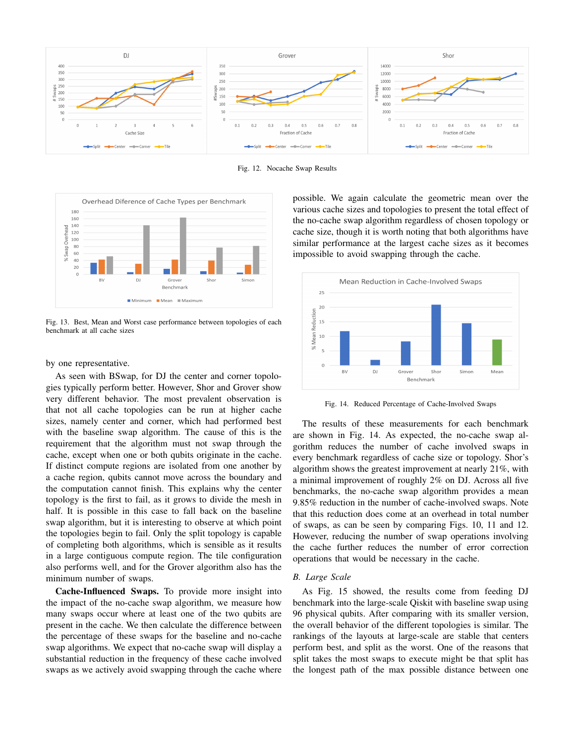Fig. 12. Nocache Swap Results

Fig. 13. Best, Mean and Worst case performance between topologies of each benchmark at all cache sizes

by one representative.

As seen with BSwap, for DJ the center and corner topologies typically perform better. However, Shor and Grover show very different behavior. The most prevalent observation is that not all cache topologies can be run at higher cache sizes, namely center and corner, which had performed best with the baseline swap algorithm. The cause of this is the requirement that the algorithm must not swap through the cache, except when one or both qubits originate in the cache. If distinct compute regions are isolated from one another by a cache region, qubits cannot move across the boundary and the computation cannot finish. This explains why the center topology is the first to fail, as it grows to divide the mesh in half. It is possible in this case to fall back on the baseline swap algorithm, but it is interesting to observe at which point the topologies begin to fail. Only the split topology is capable of completing both algorithms, which is sensible as it results in a large contiguous compute region. The tile configuration also performs well, and for the Grover algorithm also has the minimum number of swaps.

**Cache-Influenced Swaps.** To provide more insight into the impact of the no-cache swap algorithm, we measure how many swaps occur where at least one of the two qubits are present in the cache. We then calculate the difference between the percentage of these swaps for the baseline and no-cache swap algorithms. We expect that no-cache swap will display a substantial reduction in the frequency of these cache involved swaps as we actively avoid swapping through the cache where possible. We again calculate the geometric mean over the various cache sizes and topologies to present the total effect of the no-cache swap algorithm regardless of chosen topology or cache size, though it is worth noting that both algorithms have similar performance at the largest cache sizes as it becomes impossible to avoid swapping through the cache.

Fig. 14. Reduced Percentage of Cache-Involved Swaps

The results of these measurements for each benchmark are shown in Fig. 14. As expected, the no-cache swap algorithm reduces the number of cache involved swaps in every benchmark regardless of cache size or topology. Shor's algorithm shows the greatest improvement at nearly 21%, with a minimal improvement of roughly 2% on DJ. Across all five benchmarks, the no-cache swap algorithm provides a mean 9.85% reduction in the number of cache-involved swaps. Note that this reduction does come at an overhead in total number of swaps, as can be seen by comparing Figs. 10, 11 and 12. However, reducing the number of swap operations involving the cache further reduces the number of error correction operations that would be necessary in the cache.

### *B. Large Scale*

As Fig. 15 showed, the results come from feeding DJ benchmark into the large-scale Qiskit with baseline swap using 96 physical qubits. After comparing with its smaller version, the overall behavior of the different topologies is similar. The rankings of the layouts at large-scale are stable that centers perform best, and split as the worst. One of the reasons that split takes the most swaps to execute might be that split has the longest path of the max possible distance between one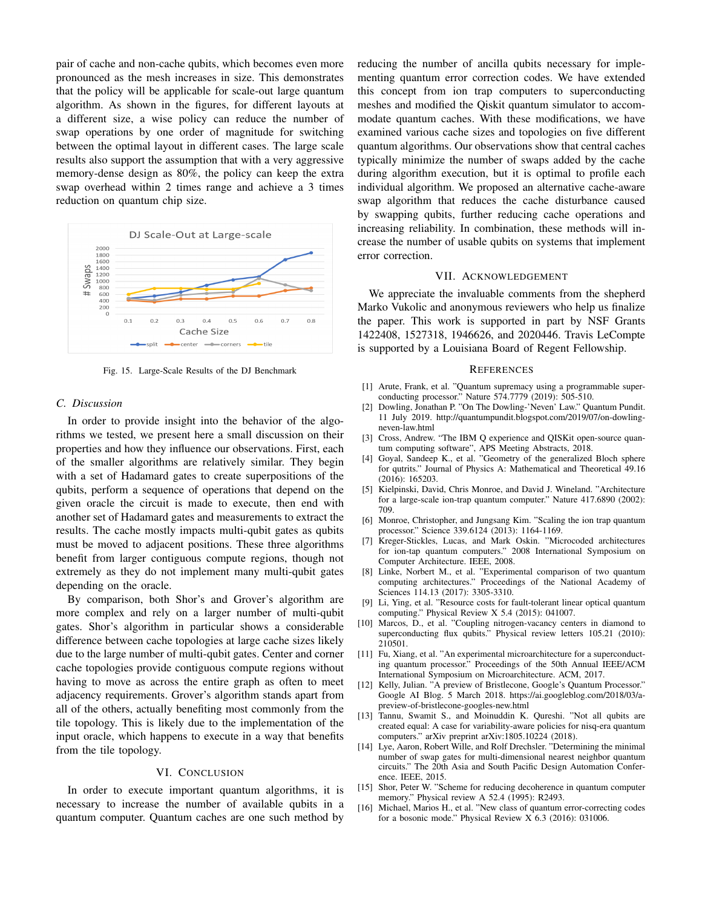pair of cache and non-cache qubits, which becomes even more pronounced as the mesh increases in size. This demonstrates that the policy will be applicable for scale-out large quantum algorithm. As shown in the figures, for different layouts at a different size, a wise policy can reduce the number of swap operations by one order of magnitude for switching between the optimal layout in different cases. The large scale results also support the assumption that with a very aggressive memory-dense design as 80%, the policy can keep the extra swap overhead within 2 times range and achieve a 3 times reduction on quantum chip size.

Fig. 15. Large-Scale Results of the DJ Benchmark

### C. Discussion

In order to provide insight into the behavior of the algorithms we tested, we present here a small discussion on their properties and how they influence our observations. First, each of the smaller algorithms are relatively similar. They begin with a set of Hadamard gates to create superpositions of the qubits, perform a sequence of operations that depend on the given oracle the circuit is made to execute, then end with another set of Hadamard gates and measurements to extract the results. The cache mostly impacts multi-qubit gates as qubits must be moved to adjacent positions. These three algorithms benefit from larger contiguous compute regions, though not extremely as they do not implement many multi-qubit gates depending on the oracle.

By comparison, both Shor's and Grover's algorithm are more complex and rely on a larger number of multi-qubit gates. Shor's algorithm in particular shows a considerable difference between cache topologies at large cache sizes likely due to the large number of multi-qubit gates. Center and corner cache topologies provide contiguous compute regions without having to move as across the entire graph as often to meet adjacency requirements. Grover's algorithm stands apart from all of the others, actually benefiting most commonly from the tile topology. This is likely due to the implementation of the input oracle, which happens to execute in a way that benefits from the tile topology.

## VI. Conclusion

In order to execute important quantum algorithms, it is necessary to increase the number of available qubits in a quantum computer. Quantum caches are one such method by reducing the number of ancilla qubits necessary for implementing quantum error correction codes. We have extended this concept from ion trap computers to superconducting meshes and modified the Qiskit quantum simulator to accommodate quantum caches. With these modifications, we have examined various cache sizes and topologies on five different quantum algorithms. Our observations show that central caches typically minimize the number of swaps added by the cache during algorithm execution, but it is optimal to profile each individual algorithm. We proposed an alternative cache-aware swap algorithm that reduces the cache disturbance caused by swapping qubits, further reducing cache operations and increasing reliability. In combination, these methods will increase the number of usable qubits on systems that implement error correction.

## VII. Acknowledgement

We appreciate the invaluable comments from the shepherd Marko Vukolic and anonymous reviewers who help us finalize the paper. This work is supported in part by NSF Grants 1422408, 1527318, 1946626, and 2020446. Travis LeCompte is supported by a Louisiana Board of Regent Fellowship.

## References

[1] Arute, Frank, et al. "Quantum supremacy using a programmable superconducting processor." Nature 574.7779 (2019): 505-510.

[2] Dowling, Jonathan P. "On The Dowling-'Neven' Law." Quantum Pundit. 11 July 2019. http://quantumpundit.blogspot.com/2019/07/on-dowling-neven-law.html

[3] Cross, Andrew. "The IBM Q experience and QISKit open-source quantum computing software", APS Meeting Abstracts, 2018.

[4] Goyal, Sandeep K., et al. "Geometry of the generalized Bloch sphere for qutrits." Journal of Physics A: Mathematical and Theoretical 49.16 (2016): 165203.

[5] Kielpinski, David, Chris Monroe, and David J. Wineland. "Architecture for a large-scale ion-trap quantum computer." Nature 417.6890 (2002): 709.

[6] Monroe, Christopher, and Jungsang Kim. "Scaling the ion trap quantum processor." Science 339.6124 (2013): 1164-1169.

[7] Kreger-Stickles, Lucas, and Mark Oskin. "Microcoded architectures for ion-tap quantum computers." 2008 International Symposium on Computer Architecture. IEEE, 2008.

[8] Linke, Norbert M., et al. "Experimental comparison of two quantum computing architectures." Proceedings of the National Academy of Sciences 114.13 (2017): 3305-3310.

[9] Li, Ying, et al. "Resource costs for fault-tolerant linear optical quantum computing." Physical Review X 5.4 (2015): 041007.

[10] Marcos, D., et al. "Coupling nitrogen-vacancy centers in diamond to superconducting flux qubits." Physical review letters 105.21 (2010): 210501.

[11] Fu, Xiang, et al. "An experimental microarchitecture for a superconducting quantum processor." Proceedings of the 50th Annual IEEE/ACM International Symposium on Microarchitecture. ACM, 2017.

[12] Kelly, Julian. "A preview of Bristlecone, Google's Quantum Processor." Google AI Blog. 5 March 2018. https://ai.googleblog.com/2018/03/a-preview-of-bristlecone-googles-new.html

[13] Tannu, Swamit S., and Moinuddin K. Qureshi. "Not all qubits are created equal: A case for variability-aware policies for nisq-era quantum computers." arXiv preprint arXiv:1805.10224 (2018).

[14] Lye, Aaron, Robert Wille, and Rolf Drechsler. "Determining the minimal number of swap gates for multi-dimensional nearest neighbor quantum circuits." The 20th Asia and South Pacific Design Automation Conference. IEEE, 2015.

[15] Shor, Peter W. "Scheme for reducing decoherence in quantum computer memory." Physical review A 52.4 (1995): R2493.

[16] Michael, Marios H., et al. "New class of quantum error-correcting codes for a bosonic mode." Physical Review X 6.3 (2016): 031006.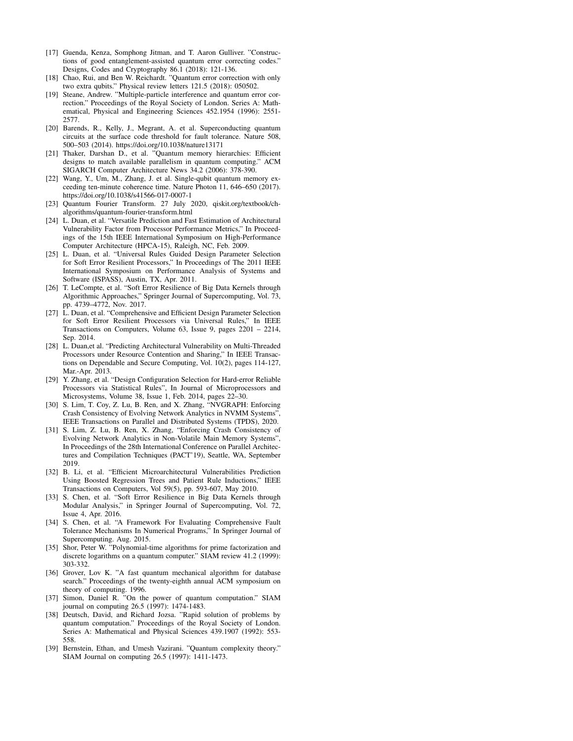[17] Guenda, Kenza, Somphong Jitman, and T. Aaron Gulliver. "Constructions of good entanglement-assisted quantum error correcting codes." Designs, Codes and Cryptography 86.1 (2018): 121-136.

[18] Chao, Rui, and Ben W. Reichardt. "Quantum error correction with only two extra qubits." Physical review letters 121.5 (2018): 050502.

[19] Steane, Andrew. "Multiple-particle interference and quantum error correction." Proceedings of the Royal Society of London. Series A: Mathematical, Physical and Engineering Sciences 452.1954 (1996): 2551-2577.

[20] Barends, R., Kelly, J., Megrant, A. et al. Superconducting quantum circuits at the surface code threshold for fault tolerance. Nature 508, 500–503 (2014). https://doi.org/10.1038/nature13171

[21] Thaker, Darshan D., et al. "Quantum memory hierarchies: Efficient designs to match available parallelism in quantum computing." ACM SIGARCH Computer Architecture News 34.2 (2006): 378-390.

[22] Wang, Y., Um, M., Zhang, J. et al. Single-qubit quantum memory exceeding ten-minute coherence time. Nature Photon 11, 646–650 (2017). https://doi.org/10.1038/s41566-017-0007-1

[23] Quantum Fourier Transform. 27 July 2020, qiskit.org/textbook/ch-algorithms/quantum-fourier-transform.html

[24] L. Duan, et al. "Versatile Prediction and Fast Estimation of Architectural Vulnerability Factor from Processor Performance Metrics," In Proceedings of the 15th IEEE International Symposium on High-Performance Computer Architecture (HPCA-15), Raleigh, NC, Feb. 2009.

[25] L. Duan, et al. "Universal Rules Guided Design Parameter Selection for Soft Error Resilient Processors," In Proceedings of The 2011 IEEE International Symposium on Performance Analysis of Systems and Software (ISPASS), Austin, TX, Apr. 2011.

[26] T. LeCompte, et al. "Soft Error Resilience of Big Data Kernels through Algorithmic Approaches," Springer Journal of Supercomputing, Vol. 73, pp. 4739–4772, Nov. 2017.

[27] L. Duan, et al. "Comprehensive and Efficient Design Parameter Selection for Soft Error Resilient Processors via Universal Rules," In IEEE Transactions on Computers, Volume 63, Issue 9, pages 2201 – 2214, Sep. 2014.

[28] L. Duan,et al. "Predicting Architectural Vulnerability on Multi-Threaded Processors under Resource Contention and Sharing," In IEEE Transactions on Dependable and Secure Computing, Vol. 10(2), pages 114-127, Mar.-Apr. 2013.

[29] Y. Zhang, et al. "Design Configuration Selection for Hard-error Reliable Processors via Statistical Rules", In Journal of Microprocessors and Microsystems, Volume 38, Issue 1, Feb. 2014, pages 22–30.

[30] S. Lim, T. Coy, Z. Lu, B. Ren, and X. Zhang, "NVGRAPH: Enforcing Crash Consistency of Evolving Network Analytics in NVMM Systems", IEEE Transactions on Parallel and Distributed Systems (TPDS), 2020.

[31] S. Lim, Z. Lu, B. Ren, X. Zhang, "Enforcing Crash Consistency of Evolving Network Analytics in Non-Volatile Main Memory Systems", In Proceedings of the 28th International Conference on Parallel Architectures and Compilation Techniques (PACT'19), Seattle, WA, September 2019.

[32] B. Li, et al. "Efficient Microarchitectural Vulnerabilities Prediction Using Boosted Regression Trees and Patient Rule Inductions," IEEE Transactions on Computers, Vol 59(5), pp. 593-607, May 2010.

[33] S. Chen, et al. "Soft Error Resilience in Big Data Kernels through Modular Analysis," in Springer Journal of Supercomputing, Vol. 72, Issue 4, Apr. 2016.

[34] S. Chen, et al. "A Framework For Evaluating Comprehensive Fault Tolerance Mechanisms In Numerical Programs," In Springer Journal of Supercomputing. Aug. 2015.

[35] Shor, Peter W. "Polynomial-time algorithms for prime factorization and discrete logarithms on a quantum computer." SIAM review 41.2 (1999): 303-332.

[36] Grover, Lov K. "A fast quantum mechanical algorithm for database search." Proceedings of the twenty-eighth annual ACM symposium on theory of computing. 1996.

[37] Simon, Daniel R. "On the power of quantum computation." SIAM journal on computing 26.5 (1997): 1474-1483.

[38] Deutsch, David, and Richard Jozsa. "Rapid solution of problems by quantum computation." Proceedings of the Royal Society of London. Series A: Mathematical and Physical Sciences 439.1907 (1992): 553-558.

[39] Bernstein, Ethan, and Umesh Vazirani. "Quantum complexity theory." SIAM Journal on computing 26.5 (1997): 1411-1473.